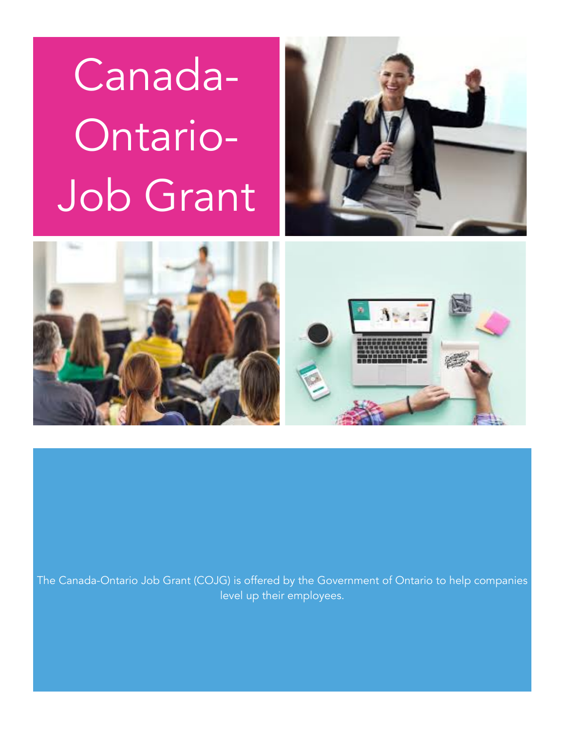# Canada-Ontario-Job Grant

The Canada-Ontario Job Grant (COJG) is offered by the Government of Ontario to help companies level up their employees.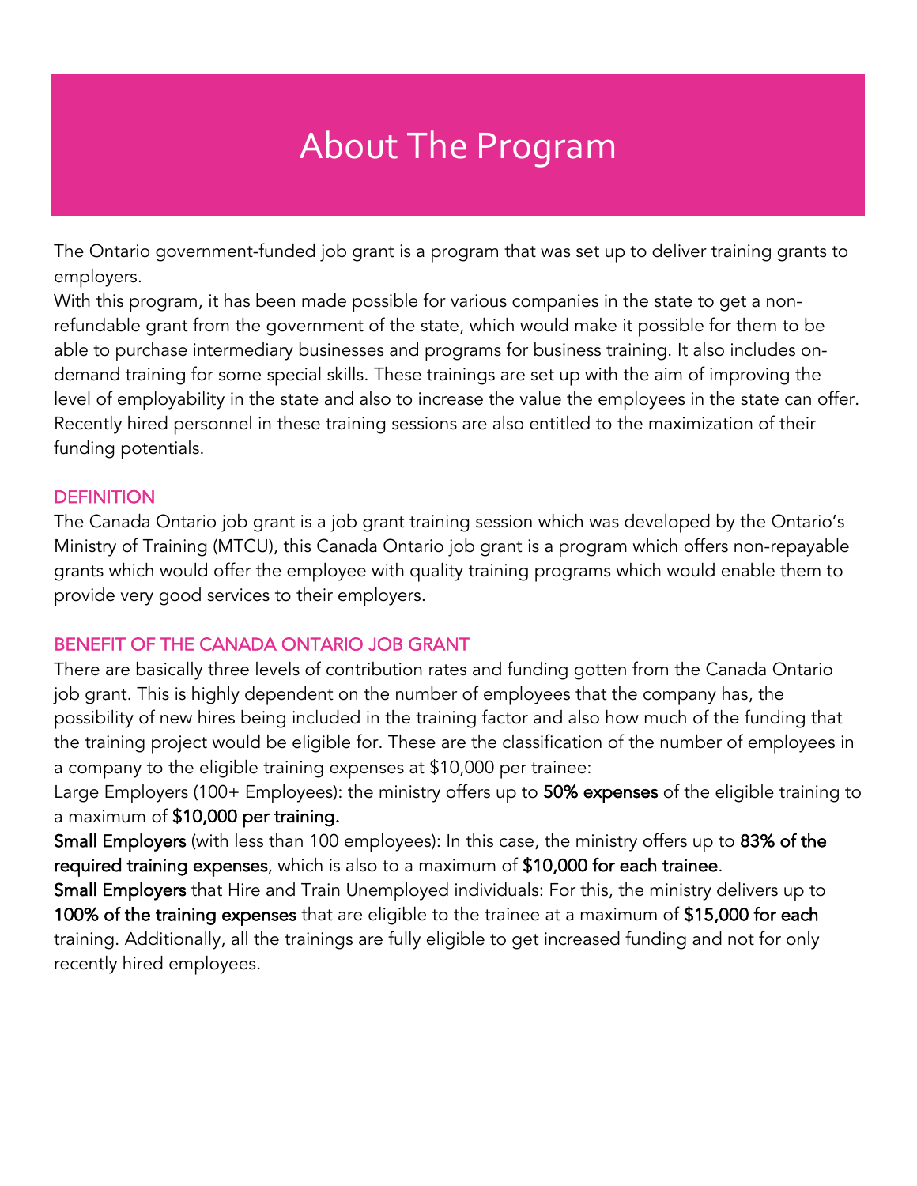# About The Program

The Ontario government-funded job grant is a program that was set up to deliver training grants to employers.
With this program, it has been made possible for various companies in the state to get a non-refundable grant from the government of the state, which would make it possible for them to be able to purchase intermediary businesses and programs for business training. It also includes on-demand training for some special skills. These trainings are set up with the aim of improving the level of employability in the state and also to increase the value the employees in the state can offer. Recently hired personnel in these training sessions are also entitled to the maximization of their funding potentials.

## DEFINITION

The Canada Ontario job grant is a job grant training session which was developed by the Ontario's Ministry of Training (MTCU), this Canada Ontario job grant is a program which offers non-repayable grants which would offer the employee with quality training programs which would enable them to provide very good services to their employers.

## BENEFIT OF THE CANADA ONTARIO JOB GRANT

There are basically three levels of contribution rates and funding gotten from the Canada Ontario job grant. This is highly dependent on the number of employees that the company has, the possibility of new hires being included in the training factor and also how much of the funding that the training project would be eligible for. These are the classification of the number of employees in a company to the eligible training expenses at $10,000 per trainee:
Large Employers (100+ Employees): the ministry offers up to **50% expenses** of the eligible training to a maximum of **$10,000 per training.**
**Small Employers** (with less than 100 employees): In this case, the ministry offers up to **83% of the required training expenses**, which is also to a maximum of **$10,000 for each trainee**.
**Small Employers** that Hire and Train Unemployed individuals: For this, the ministry delivers up to **100% of the training expenses** that are eligible to the trainee at a maximum of **$15,000 for each** training. Additionally, all the trainings are fully eligible to get increased funding and not for only recently hired employees.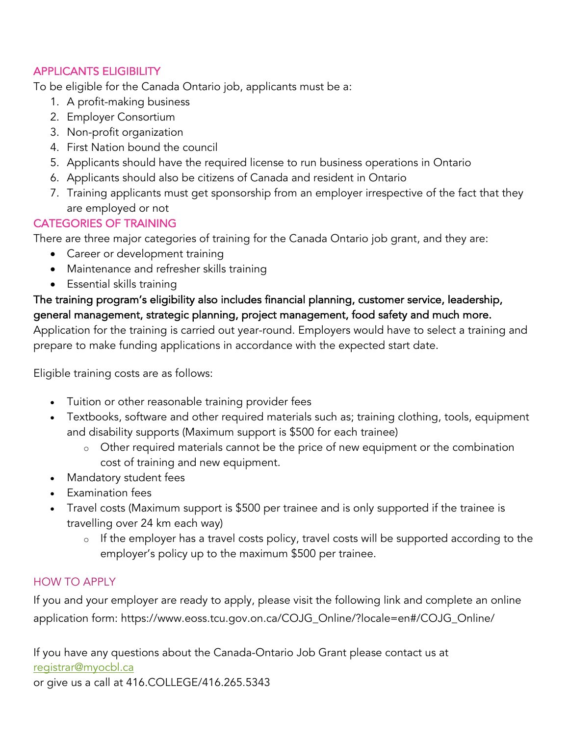## APPLICANTS ELIGIBILITY

To be eligible for the Canada Ontario job, applicants must be a:

1. A profit-making business
2. Employer Consortium
3. Non-profit organization
4. First Nation bound the council
5. Applicants should have the required license to run business operations in Ontario
6. Applicants should also be citizens of Canada and resident in Ontario
7. Training applicants must get sponsorship from an employer irrespective of the fact that they are employed or not

## CATEGORIES OF TRAINING

There are three major categories of training for the Canada Ontario job grant, and they are:

- Career or development training
- Maintenance and refresher skills training
- Essential skills training

**The training program's eligibility also includes financial planning, customer service, leadership, general management, strategic planning, project management, food safety and much more.**

Application for the training is carried out year-round. Employers would have to select a training and prepare to make funding applications in accordance with the expected start date.

Eligible training costs are as follows:

- Tuition or other reasonable training provider fees
- Textbooks, software and other required materials such as; training clothing, tools, equipment and disability supports (Maximum support is $500 for each trainee)
  - Other required materials cannot be the price of new equipment or the combination cost of training and new equipment.
- Mandatory student fees
- Examination fees
- Travel costs (Maximum support is $500 per trainee and is only supported if the trainee is travelling over 24 km each way)
  - If the employer has a travel costs policy, travel costs will be supported according to the employer's policy up to the maximum $500 per trainee.

## HOW TO APPLY

If you and your employer are ready to apply, please visit the following link and complete an online application form: https://www.eoss.tcu.gov.on.ca/COJG_Online/?locale=en#/COJG_Online/

If you have any questions about the Canada-Ontario Job Grant please contact us at registrar@myocbl.ca
or give us a call at 416.COLLEGE/416.265.5343